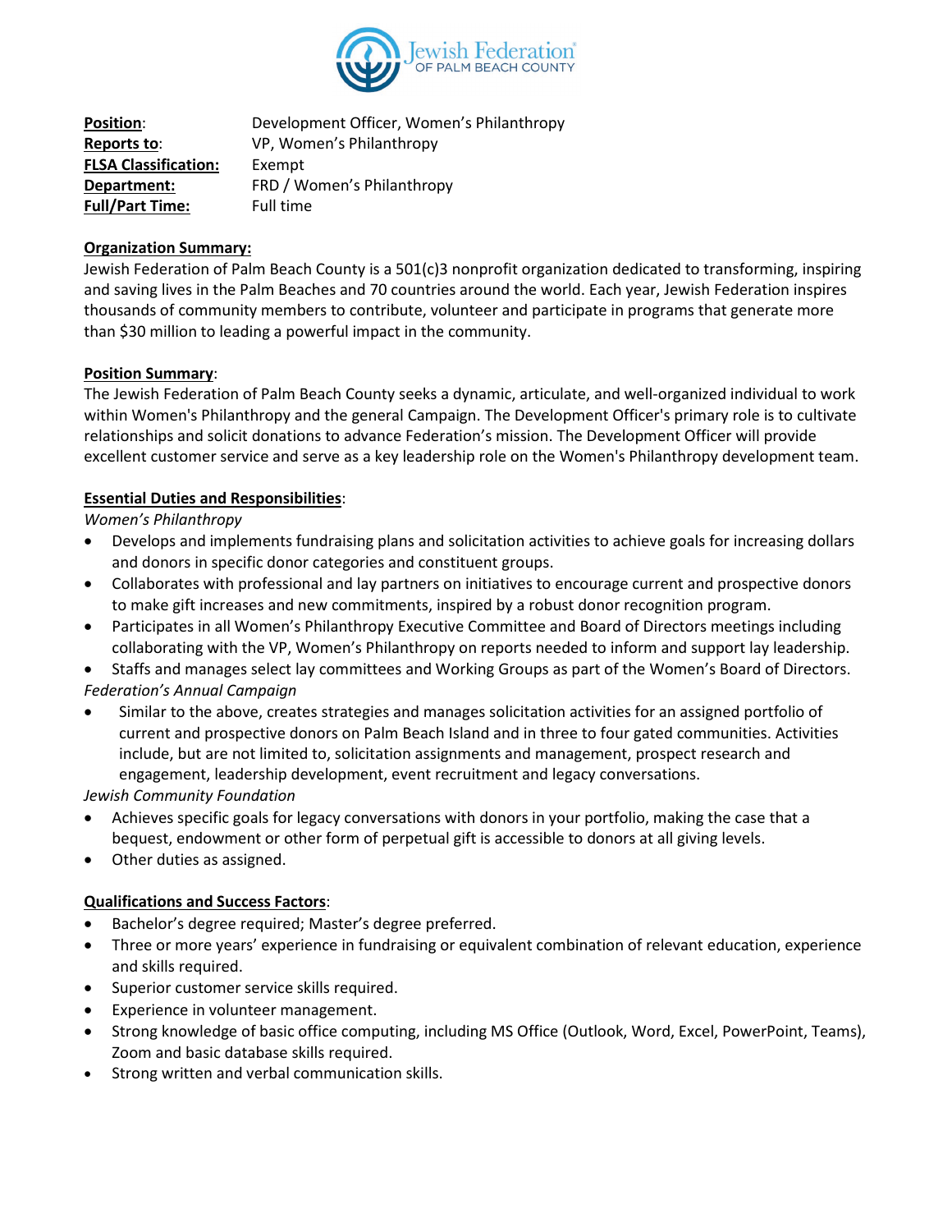Jewish Federation OF PALM BEACH COUNTY

| | |
|---|---|
| **Position**: | Development Officer, Women's Philanthropy |
| **Reports to**: | VP, Women's Philanthropy |
| **FLSA Classification:** | Exempt |
| **Department:** | FRD / Women's Philanthropy |
| **Full/Part Time:** | Full time |

**Organization Summary:**

Jewish Federation of Palm Beach County is a 501(c)3 nonprofit organization dedicated to transforming, inspiring and saving lives in the Palm Beaches and 70 countries around the world. Each year, Jewish Federation inspires thousands of community members to contribute, volunteer and participate in programs that generate more than $30 million to leading a powerful impact in the community.

**Position Summary**:

The Jewish Federation of Palm Beach County seeks a dynamic, articulate, and well-organized individual to work within Women's Philanthropy and the general Campaign. The Development Officer's primary role is to cultivate relationships and solicit donations to advance Federation's mission. The Development Officer will provide excellent customer service and serve as a key leadership role on the Women's Philanthropy development team.

**Essential Duties and Responsibilities**:

*Women's Philanthropy*

- Develops and implements fundraising plans and solicitation activities to achieve goals for increasing dollars and donors in specific donor categories and constituent groups.
- Collaborates with professional and lay partners on initiatives to encourage current and prospective donors to make gift increases and new commitments, inspired by a robust donor recognition program.
- Participates in all Women's Philanthropy Executive Committee and Board of Directors meetings including collaborating with the VP, Women's Philanthropy on reports needed to inform and support lay leadership.
- Staffs and manages select lay committees and Working Groups as part of the Women's Board of Directors.

*Federation's Annual Campaign*

- Similar to the above, creates strategies and manages solicitation activities for an assigned portfolio of current and prospective donors on Palm Beach Island and in three to four gated communities. Activities include, but are not limited to, solicitation assignments and management, prospect research and engagement, leadership development, event recruitment and legacy conversations.

*Jewish Community Foundation*

- Achieves specific goals for legacy conversations with donors in your portfolio, making the case that a bequest, endowment or other form of perpetual gift is accessible to donors at all giving levels.
- Other duties as assigned.

**Qualifications and Success Factors**:

- Bachelor's degree required; Master's degree preferred.
- Three or more years' experience in fundraising or equivalent combination of relevant education, experience and skills required.
- Superior customer service skills required.
- Experience in volunteer management.
- Strong knowledge of basic office computing, including MS Office (Outlook, Word, Excel, PowerPoint, Teams), Zoom and basic database skills required.
- Strong written and verbal communication skills.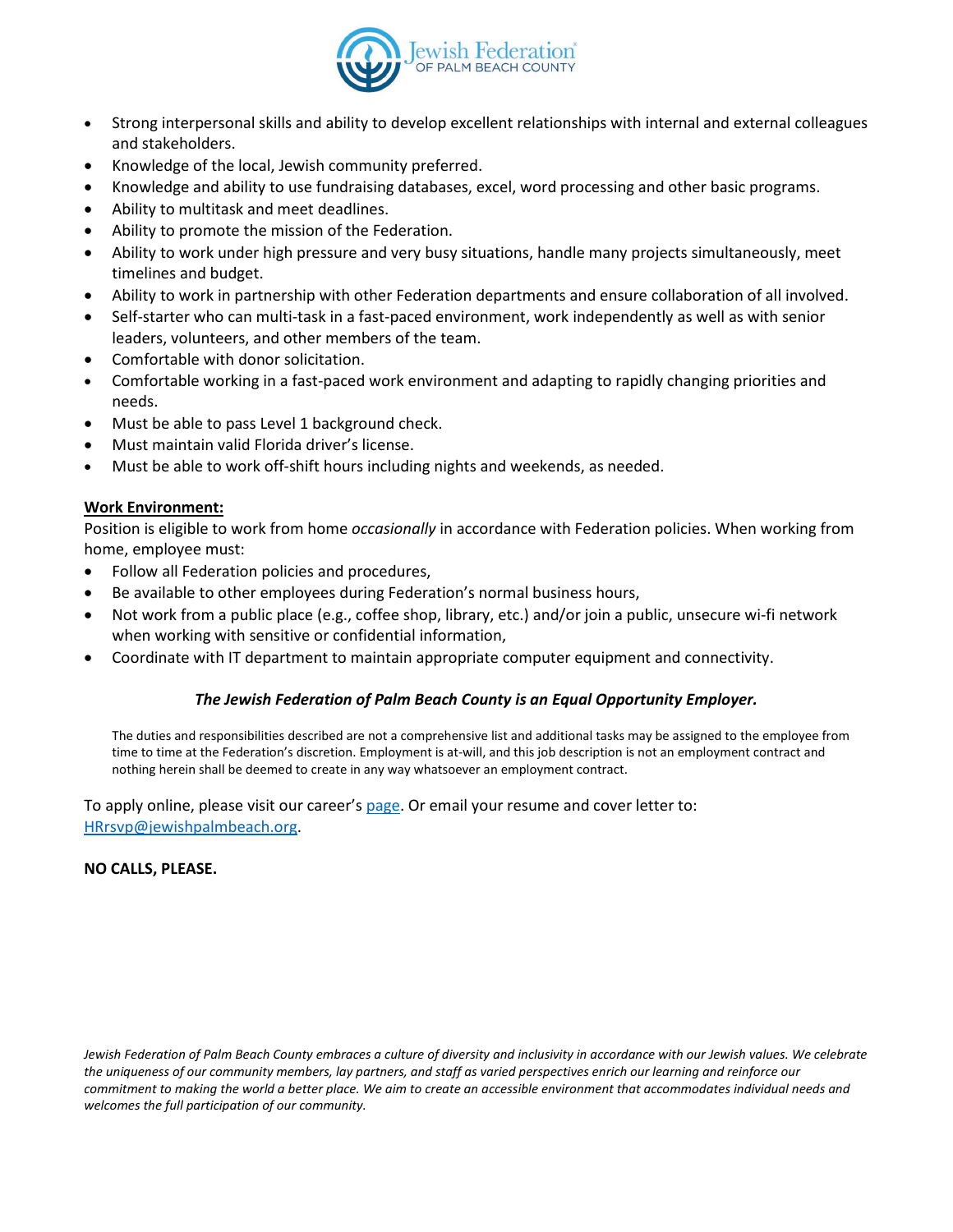- Strong interpersonal skills and ability to develop excellent relationships with internal and external colleagues and stakeholders.
- Knowledge of the local, Jewish community preferred.
- Knowledge and ability to use fundraising databases, excel, word processing and other basic programs.
- Ability to multitask and meet deadlines.
- Ability to promote the mission of the Federation.
- Ability to work under high pressure and very busy situations, handle many projects simultaneously, meet timelines and budget.
- Ability to work in partnership with other Federation departments and ensure collaboration of all involved.
- Self-starter who can multi-task in a fast-paced environment, work independently as well as with senior leaders, volunteers, and other members of the team.
- Comfortable with donor solicitation.
- Comfortable working in a fast-paced work environment and adapting to rapidly changing priorities and needs.
- Must be able to pass Level 1 background check.
- Must maintain valid Florida driver's license.
- Must be able to work off-shift hours including nights and weekends, as needed.

**Work Environment:**

Position is eligible to work from home *occasionally* in accordance with Federation policies. When working from home, employee must:

- Follow all Federation policies and procedures,
- Be available to other employees during Federation's normal business hours,
- Not work from a public place (e.g., coffee shop, library, etc.) and/or join a public, unsecure wi-fi network when working with sensitive or confidential information,
- Coordinate with IT department to maintain appropriate computer equipment and connectivity.

***The Jewish Federation of Palm Beach County is an Equal Opportunity Employer.***

The duties and responsibilities described are not a comprehensive list and additional tasks may be assigned to the employee from time to time at the Federation's discretion. Employment is at-will, and this job description is not an employment contract and nothing herein shall be deemed to create in any way whatsoever an employment contract.

To apply online, please visit our career's page. Or email your resume and cover letter to: HRrsvp@jewishpalmbeach.org.

**NO CALLS, PLEASE.**

*Jewish Federation of Palm Beach County embraces a culture of diversity and inclusivity in accordance with our Jewish values. We celebrate the uniqueness of our community members, lay partners, and staff as varied perspectives enrich our learning and reinforce our commitment to making the world a better place. We aim to create an accessible environment that accommodates individual needs and welcomes the full participation of our community.*